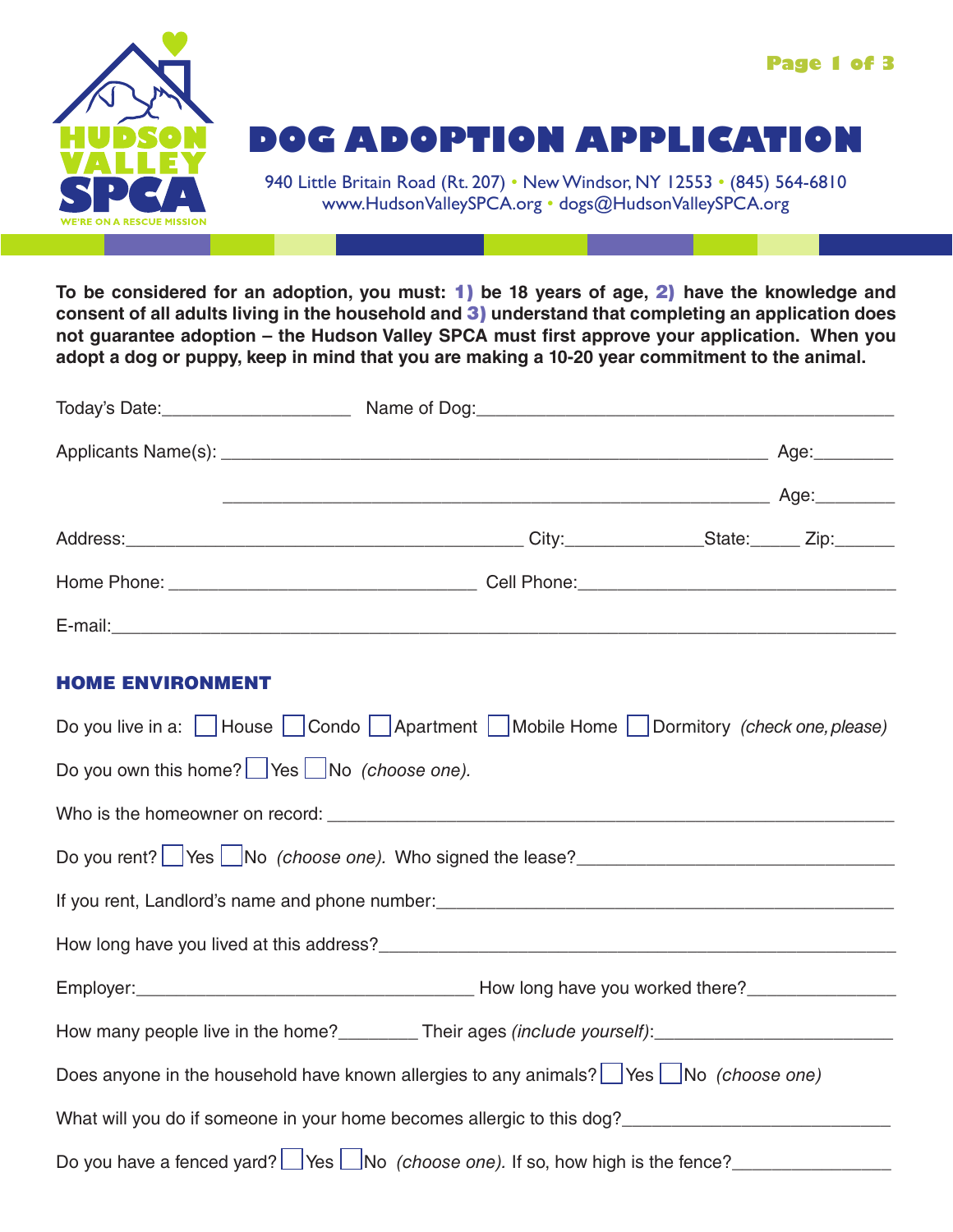HUDSON VALLEY SPCA
WE'RE ON A RESCUE MISSION

# DOG ADOPTION APPLICATION

940 Little Britain Road (Rt. 207) • New Windsor, NY 12553 • (845) 564-6810
www.HudsonValleySPCA.org • dogs@HudsonValleySPCA.org

**To be considered for an adoption, you must: 1) be 18 years of age, 2) have the knowledge and consent of all adults living in the household and 3) understand that completing an application does not guarantee adoption – the Hudson Valley SPCA must first approve your application. When you adopt a dog or puppy, keep in mind that you are making a 10-20 year commitment to the animal.**

Today's Date:___________________ Name of Dog:___________________________________________

Applicants Name(s): _______________________________________________________ Age:________

_______________________________________________________ Age:________

Address:________________________________________ City:_____________State:_____ Zip:______

Home Phone: _______________________________ Cell Phone:_______________________________

E-mail:_______________________________________________________________________________

## HOME ENVIRONMENT

Do you live in a: ☐ House ☐ Condo ☐ Apartment ☐ Mobile Home ☐ Dormitory *(check one, please)*

Do you own this home? ☐ Yes ☐ No *(choose one).*

Who is the homeowner on record: ____________________________________________________________

Do you rent? ☐ Yes ☐ No *(choose one).* Who signed the lease?________________________________

If you rent, Landlord's name and phone number:_______________________________________________

How long have you lived at this address?____________________________________________________

Employer:__________________________________ How long have you worked there?______________

How many people live in the home?________ Their ages *(include yourself)*:________________________

Does anyone in the household have known allergies to any animals? ☐ Yes ☐ No *(choose one)*

What will you do if someone in your home becomes allergic to this dog?__________________________

Do you have a fenced yard? ☐ Yes ☐ No *(choose one).* If so, how high is the fence?_______________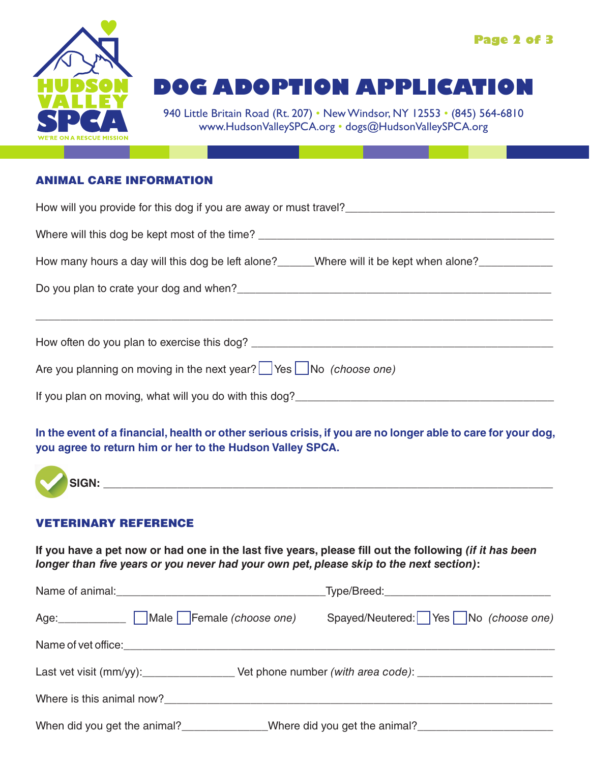# DOG ADOPTION APPLICATION

940 Little Britain Road (Rt. 207) • New Windsor, NY 12553 • (845) 564-6810
www.HudsonValleySPCA.org • dogs@HudsonValleySPCA.org

## ANIMAL CARE INFORMATION

How will you provide for this dog if you are away or must travel?___________________________________

Where will this dog be kept most of the time? _________________________________________________

How many hours a day will this dog be left alone?______Where will it be kept when alone?____________

Do you plan to crate your dog and when?_____________________________________________________

_____________________________________________________________________________________

How often do you plan to exercise this dog? __________________________________________________

Are you planning on moving in the next year? ☐ Yes ☐ No *(choose one)*

If you plan on moving, what will you do with this dog?___________________________________________

**In the event of a financial, health or other serious crisis, if you are no longer able to care for your dog, you agree to return him or her to the Hudson Valley SPCA.**

**SIGN:** _______________________________________________________________________________

## VETERINARY REFERENCE

**If you have a pet now or had one in the last five years, please fill out the following *(if it has been longer than five years or you never had your own pet, please skip to the next section)*:**

Name of animal:__________________________________Type/Breed:__________________________

Age:___________ ☐ Male ☐ Female *(choose one)* Spayed/Neutered: ☐ Yes ☐ No *(choose one)*

Name of vet office:_______________________________________________________________________

Last vet visit (mm/yy):_______________ Vet phone number *(with area code)*: ______________________

Where is this animal now?_________________________________________________________________

When did you get the animal?______________Where did you get the animal?______________________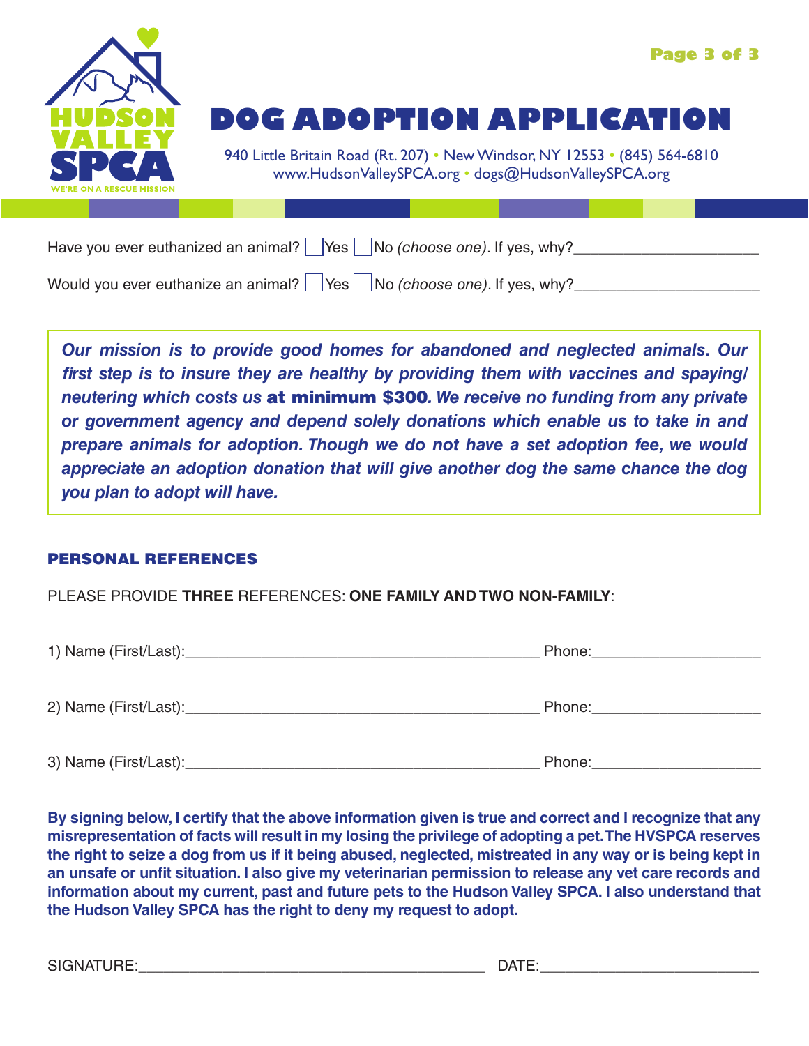# DOG ADOPTION APPLICATION

940 Little Britain Road (Rt. 207) • New Windsor, NY 12553 • (845) 564-6810
www.HudsonValleySPCA.org • dogs@HudsonValleySPCA.org

Have you ever euthanized an animal? ☐ Yes ☐ No *(choose one)*. If yes, why?______________________

Would you ever euthanize an animal? ☐ Yes ☐ No *(choose one)*. If yes, why?______________________

***Our mission is to provide good homes for abandoned and neglected animals. Our first step is to insure they are healthy by providing them with vaccines and spaying/neutering which costs us* at minimum $300*. We receive no funding from any private or government agency and depend solely donations which enable us to take in and prepare animals for adoption. Though we do not have a set adoption fee, we would appreciate an adoption donation that will give another dog the same chance the dog you plan to adopt will have.***

## PERSONAL REFERENCES

PLEASE PROVIDE **THREE** REFERENCES: **ONE FAMILY AND TWO NON-FAMILY**:

1) Name (First/Last):__________________________________________ Phone:____________________

2) Name (First/Last):__________________________________________ Phone:____________________

3) Name (First/Last):__________________________________________ Phone:____________________

**By signing below, I certify that the above information given is true and correct and I recognize that any misrepresentation of facts will result in my losing the privilege of adopting a pet. The HVSPCA reserves the right to seize a dog from us if it being abused, neglected, mistreated in any way or is being kept in an unsafe or unfit situation. I also give my veterinarian permission to release any vet care records and information about my current, past and future pets to the Hudson Valley SPCA. I also understand that the Hudson Valley SPCA has the right to deny my request to adopt.**

SIGNATURE:_________________________________________ DATE:_________________________